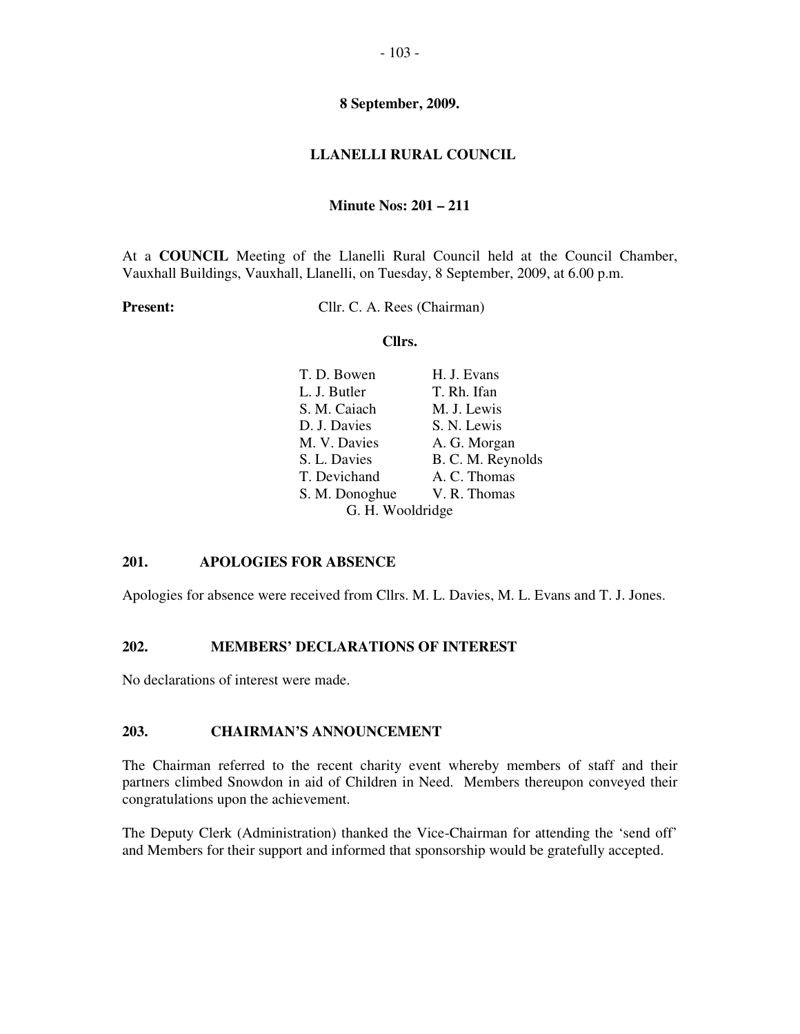**8 September, 2009.**

**LLANELLI RURAL COUNCIL**

**Minute Nos: 201 – 211**

At a **COUNCIL** Meeting of the Llanelli Rural Council held at the Council Chamber, Vauxhall Buildings, Vauxhall, Llanelli, on Tuesday, 8 September, 2009, at 6.00 p.m.

**Present:** Cllr. C. A. Rees (Chairman)

**Cllrs.**

| | |
|---|---|
| T. D. Bowen | H. J. Evans |
| L. J. Butler | T. Rh. Ifan |
| S. M. Caiach | M. J. Lewis |
| D. J. Davies | S. N. Lewis |
| M. V. Davies | A. G. Morgan |
| S. L. Davies | B. C. M. Reynolds |
| T. Devichand | A. C. Thomas |
| S. M. Donoghue | V. R. Thomas |
| G. H. Wooldridge | |

## 201. APOLOGIES FOR ABSENCE

Apologies for absence were received from Cllrs. M. L. Davies, M. L. Evans and T. J. Jones.

## 202. MEMBERS' DECLARATIONS OF INTEREST

No declarations of interest were made.

## 203. CHAIRMAN'S ANNOUNCEMENT

The Chairman referred to the recent charity event whereby members of staff and their partners climbed Snowdon in aid of Children in Need. Members thereupon conveyed their congratulations upon the achievement.

The Deputy Clerk (Administration) thanked the Vice-Chairman for attending the 'send off' and Members for their support and informed that sponsorship would be gratefully accepted.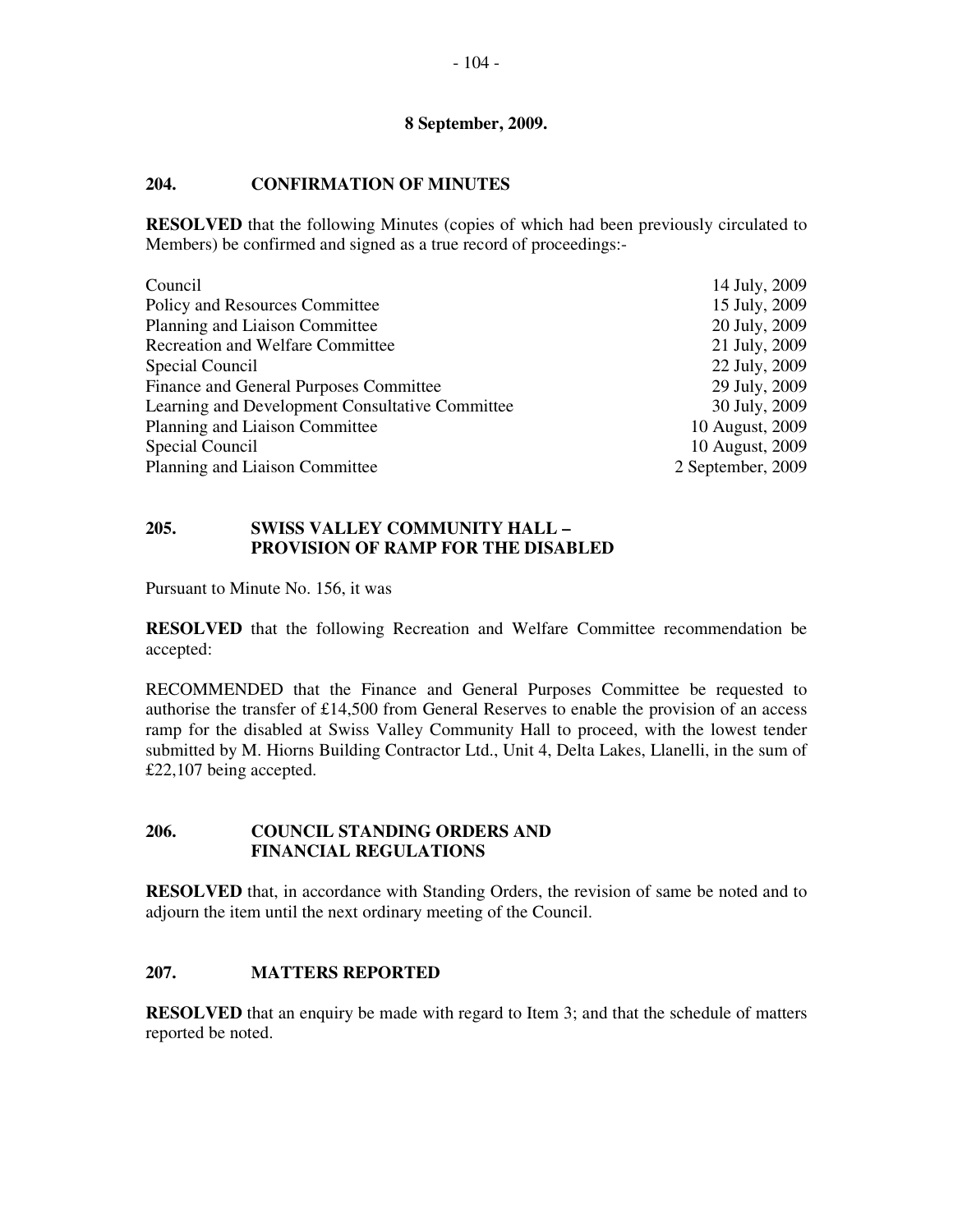**8 September, 2009.**

## 204. CONFIRMATION OF MINUTES

**RESOLVED** that the following Minutes (copies of which had been previously circulated to Members) be confirmed and signed as a true record of proceedings:-

| | |
|---|---|
| Council | 14 July, 2009 |
| Policy and Resources Committee | 15 July, 2009 |
| Planning and Liaison Committee | 20 July, 2009 |
| Recreation and Welfare Committee | 21 July, 2009 |
| Special Council | 22 July, 2009 |
| Finance and General Purposes Committee | 29 July, 2009 |
| Learning and Development Consultative Committee | 30 July, 2009 |
| Planning and Liaison Committee | 10 August, 2009 |
| Special Council | 10 August, 2009 |
| Planning and Liaison Committee | 2 September, 2009 |

## 205. SWISS VALLEY COMMUNITY HALL – PROVISION OF RAMP FOR THE DISABLED

Pursuant to Minute No. 156, it was

**RESOLVED** that the following Recreation and Welfare Committee recommendation be accepted:

RECOMMENDED that the Finance and General Purposes Committee be requested to authorise the transfer of £14,500 from General Reserves to enable the provision of an access ramp for the disabled at Swiss Valley Community Hall to proceed, with the lowest tender submitted by M. Hiorns Building Contractor Ltd., Unit 4, Delta Lakes, Llanelli, in the sum of £22,107 being accepted.

## 206. COUNCIL STANDING ORDERS AND FINANCIAL REGULATIONS

**RESOLVED** that, in accordance with Standing Orders, the revision of same be noted and to adjourn the item until the next ordinary meeting of the Council.

## 207. MATTERS REPORTED

**RESOLVED** that an enquiry be made with regard to Item 3; and that the schedule of matters reported be noted.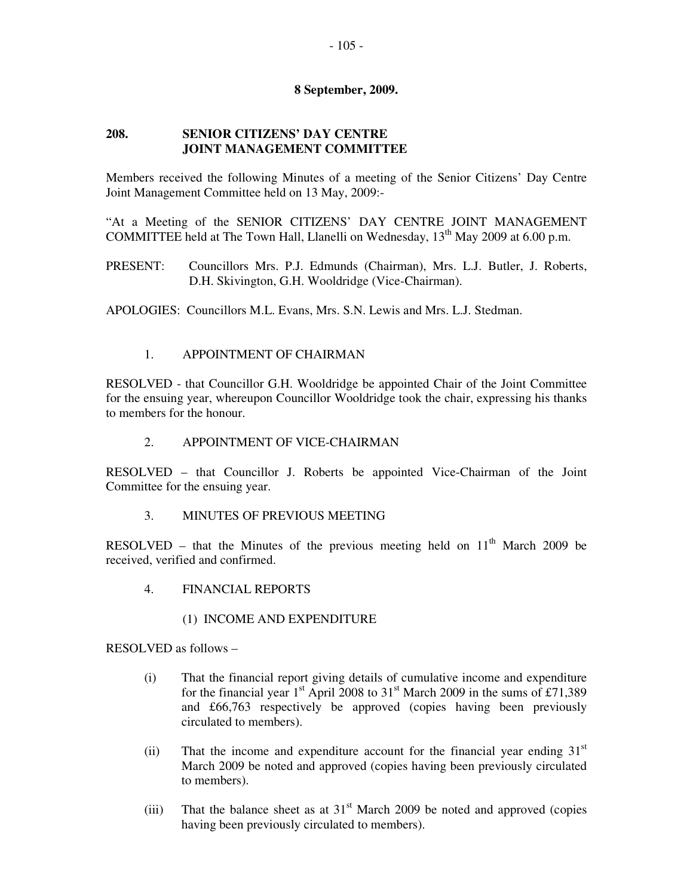**8 September, 2009.**

## 208. SENIOR CITIZENS' DAY CENTRE JOINT MANAGEMENT COMMITTEE

Members received the following Minutes of a meeting of the Senior Citizens' Day Centre Joint Management Committee held on 13 May, 2009:-

"At a Meeting of the SENIOR CITIZENS' DAY CENTRE JOINT MANAGEMENT COMMITTEE held at The Town Hall, Llanelli on Wednesday, 13th May 2009 at 6.00 p.m.

PRESENT: Councillors Mrs. P.J. Edmunds (Chairman), Mrs. L.J. Butler, J. Roberts, D.H. Skivington, G.H. Wooldridge (Vice-Chairman).

APOLOGIES: Councillors M.L. Evans, Mrs. S.N. Lewis and Mrs. L.J. Stedman.

1. APPOINTMENT OF CHAIRMAN

RESOLVED - that Councillor G.H. Wooldridge be appointed Chair of the Joint Committee for the ensuing year, whereupon Councillor Wooldridge took the chair, expressing his thanks to members for the honour.

2. APPOINTMENT OF VICE-CHAIRMAN

RESOLVED – that Councillor J. Roberts be appointed Vice-Chairman of the Joint Committee for the ensuing year.

3. MINUTES OF PREVIOUS MEETING

RESOLVED – that the Minutes of the previous meeting held on 11th March 2009 be received, verified and confirmed.

4. FINANCIAL REPORTS

(1) INCOME AND EXPENDITURE

RESOLVED as follows –

(i) That the financial report giving details of cumulative income and expenditure for the financial year 1st April 2008 to 31st March 2009 in the sums of £71,389 and £66,763 respectively be approved (copies having been previously circulated to members).

(ii) That the income and expenditure account for the financial year ending 31st March 2009 be noted and approved (copies having been previously circulated to members).

(iii) That the balance sheet as at 31st March 2009 be noted and approved (copies having been previously circulated to members).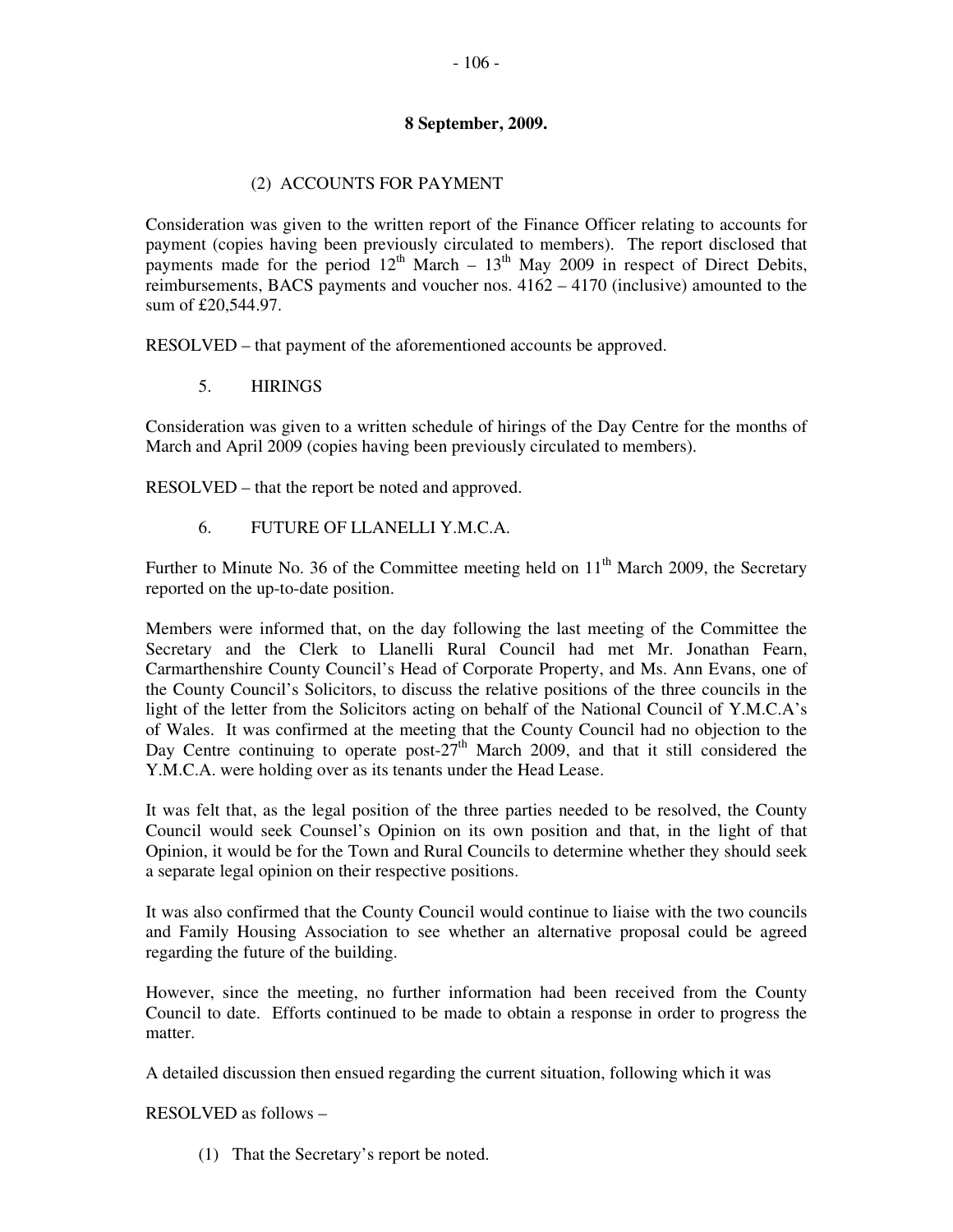**8 September, 2009.**

(2) ACCOUNTS FOR PAYMENT

Consideration was given to the written report of the Finance Officer relating to accounts for payment (copies having been previously circulated to members). The report disclosed that payments made for the period 12th March – 13th May 2009 in respect of Direct Debits, reimbursements, BACS payments and voucher nos. 4162 – 4170 (inclusive) amounted to the sum of £20,544.97.

RESOLVED – that payment of the aforementioned accounts be approved.

5. HIRINGS

Consideration was given to a written schedule of hirings of the Day Centre for the months of March and April 2009 (copies having been previously circulated to members).

RESOLVED – that the report be noted and approved.

6. FUTURE OF LLANELLI Y.M.C.A.

Further to Minute No. 36 of the Committee meeting held on 11th March 2009, the Secretary reported on the up-to-date position.

Members were informed that, on the day following the last meeting of the Committee the Secretary and the Clerk to Llanelli Rural Council had met Mr. Jonathan Fearn, Carmarthenshire County Council's Head of Corporate Property, and Ms. Ann Evans, one of the County Council's Solicitors, to discuss the relative positions of the three councils in the light of the letter from the Solicitors acting on behalf of the National Council of Y.M.C.A's of Wales. It was confirmed at the meeting that the County Council had no objection to the Day Centre continuing to operate post-27th March 2009, and that it still considered the Y.M.C.A. were holding over as its tenants under the Head Lease.

It was felt that, as the legal position of the three parties needed to be resolved, the County Council would seek Counsel's Opinion on its own position and that, in the light of that Opinion, it would be for the Town and Rural Councils to determine whether they should seek a separate legal opinion on their respective positions.

It was also confirmed that the County Council would continue to liaise with the two councils and Family Housing Association to see whether an alternative proposal could be agreed regarding the future of the building.

However, since the meeting, no further information had been received from the County Council to date. Efforts continued to be made to obtain a response in order to progress the matter.

A detailed discussion then ensued regarding the current situation, following which it was

RESOLVED as follows –

(1) That the Secretary's report be noted.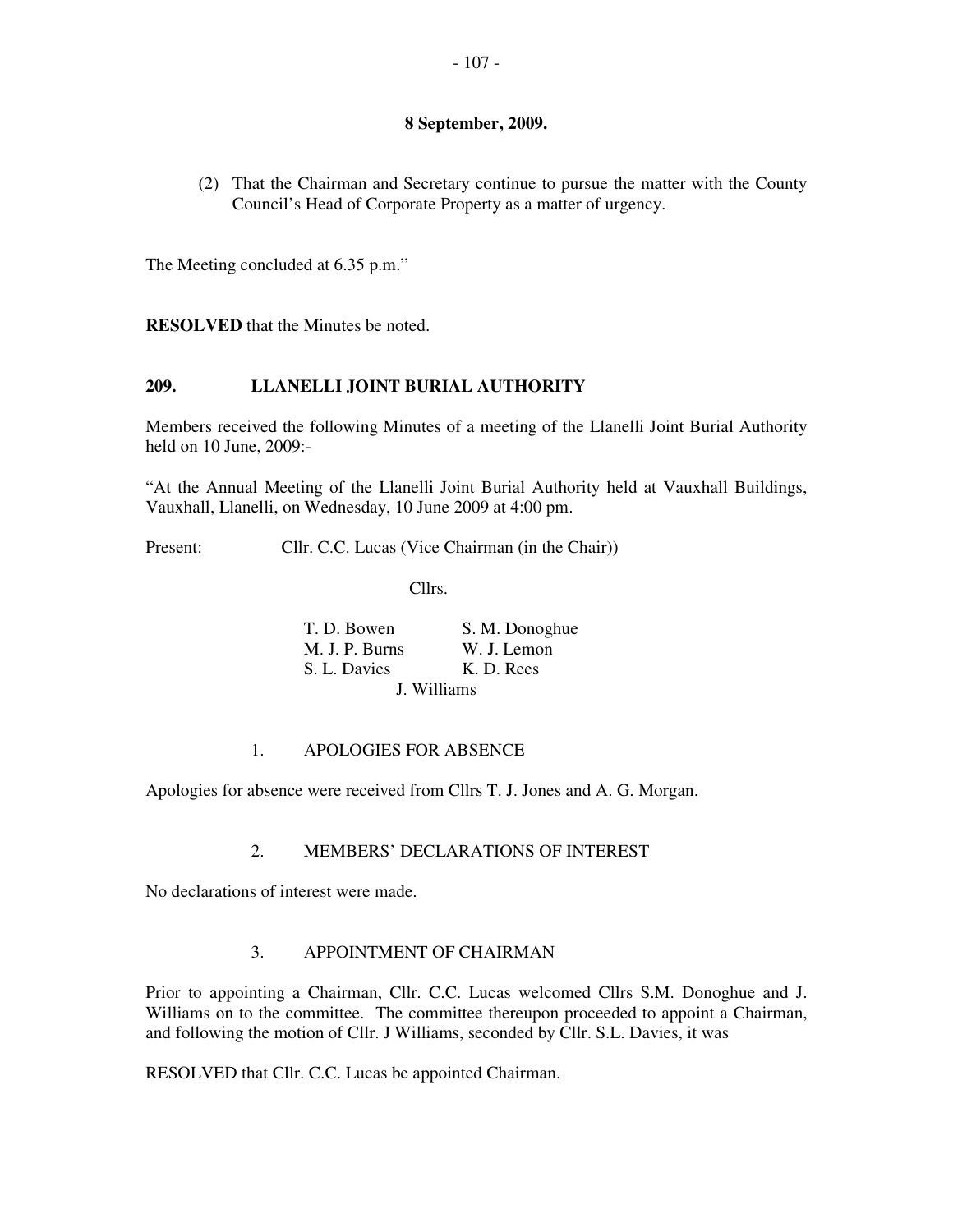**8 September, 2009.**

(2) That the Chairman and Secretary continue to pursue the matter with the County Council's Head of Corporate Property as a matter of urgency.

The Meeting concluded at 6.35 p.m."

**RESOLVED** that the Minutes be noted.

## 209. LLANELLI JOINT BURIAL AUTHORITY

Members received the following Minutes of a meeting of the Llanelli Joint Burial Authority held on 10 June, 2009:-

"At the Annual Meeting of the Llanelli Joint Burial Authority held at Vauxhall Buildings, Vauxhall, Llanelli, on Wednesday, 10 June 2009 at 4:00 pm.

Present: Cllr. C.C. Lucas (Vice Chairman (in the Chair))

Cllrs.

| | |
|---|---|
| T. D. Bowen | S. M. Donoghue |
| M. J. P. Burns | W. J. Lemon |
| S. L. Davies | K. D. Rees |
| J. Williams | |

1. APOLOGIES FOR ABSENCE

Apologies for absence were received from Cllrs T. J. Jones and A. G. Morgan.

2. MEMBERS' DECLARATIONS OF INTEREST

No declarations of interest were made.

3. APPOINTMENT OF CHAIRMAN

Prior to appointing a Chairman, Cllr. C.C. Lucas welcomed Cllrs S.M. Donoghue and J. Williams on to the committee. The committee thereupon proceeded to appoint a Chairman, and following the motion of Cllr. J Williams, seconded by Cllr. S.L. Davies, it was

RESOLVED that Cllr. C.C. Lucas be appointed Chairman.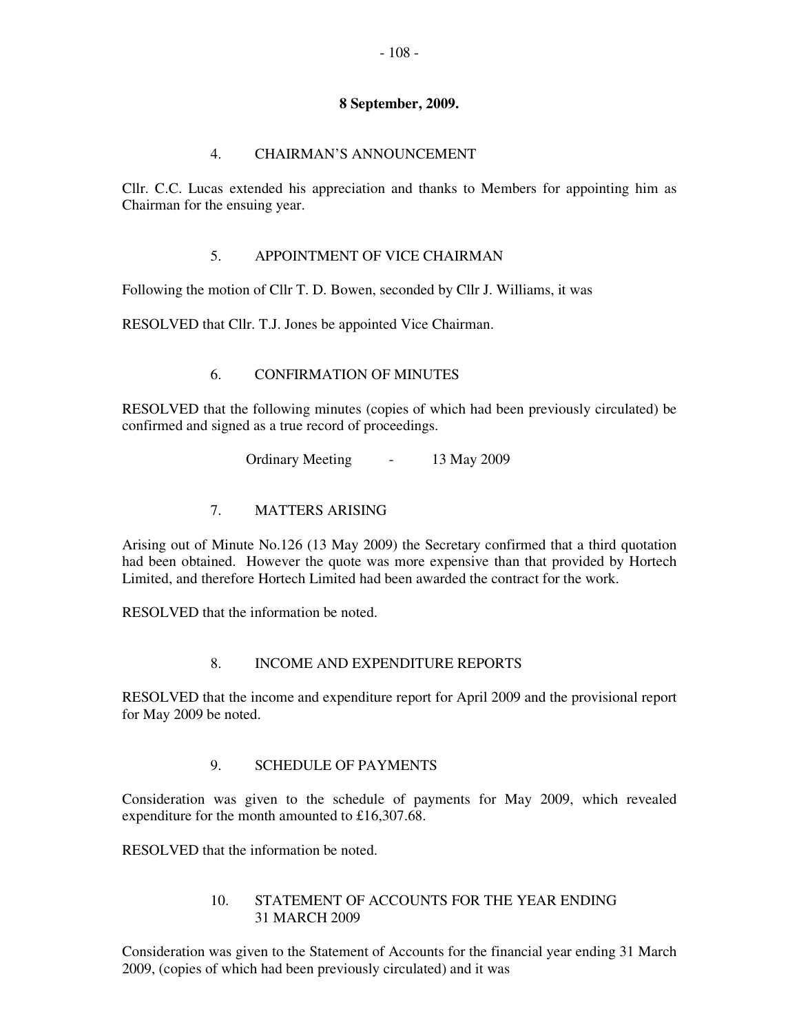**8 September, 2009.**

## 4. CHAIRMAN'S ANNOUNCEMENT

Cllr. C.C. Lucas extended his appreciation and thanks to Members for appointing him as Chairman for the ensuing year.

## 5. APPOINTMENT OF VICE CHAIRMAN

Following the motion of Cllr T. D. Bowen, seconded by Cllr J. Williams, it was

RESOLVED that Cllr. T.J. Jones be appointed Vice Chairman.

## 6. CONFIRMATION OF MINUTES

RESOLVED that the following minutes (copies of which had been previously circulated) be confirmed and signed as a true record of proceedings.

Ordinary Meeting - 13 May 2009

## 7. MATTERS ARISING

Arising out of Minute No.126 (13 May 2009) the Secretary confirmed that a third quotation had been obtained. However the quote was more expensive than that provided by Hortech Limited, and therefore Hortech Limited had been awarded the contract for the work.

RESOLVED that the information be noted.

## 8. INCOME AND EXPENDITURE REPORTS

RESOLVED that the income and expenditure report for April 2009 and the provisional report for May 2009 be noted.

## 9. SCHEDULE OF PAYMENTS

Consideration was given to the schedule of payments for May 2009, which revealed expenditure for the month amounted to £16,307.68.

RESOLVED that the information be noted.

## 10. STATEMENT OF ACCOUNTS FOR THE YEAR ENDING 31 MARCH 2009

Consideration was given to the Statement of Accounts for the financial year ending 31 March 2009, (copies of which had been previously circulated) and it was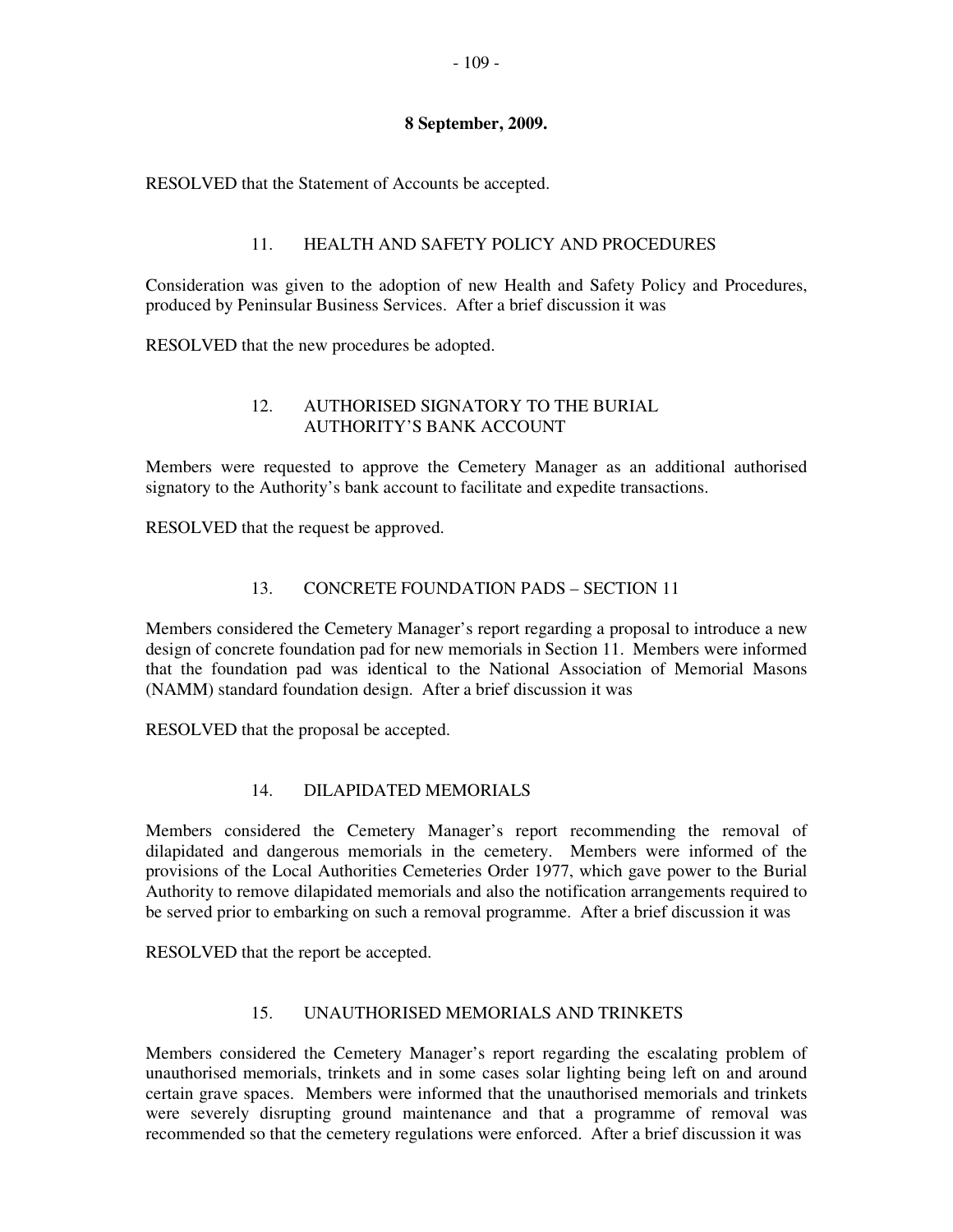**8 September, 2009.**

RESOLVED that the Statement of Accounts be accepted.

## 11. HEALTH AND SAFETY POLICY AND PROCEDURES

Consideration was given to the adoption of new Health and Safety Policy and Procedures, produced by Peninsular Business Services. After a brief discussion it was

RESOLVED that the new procedures be adopted.

## 12. AUTHORISED SIGNATORY TO THE BURIAL AUTHORITY'S BANK ACCOUNT

Members were requested to approve the Cemetery Manager as an additional authorised signatory to the Authority's bank account to facilitate and expedite transactions.

RESOLVED that the request be approved.

## 13. CONCRETE FOUNDATION PADS – SECTION 11

Members considered the Cemetery Manager's report regarding a proposal to introduce a new design of concrete foundation pad for new memorials in Section 11. Members were informed that the foundation pad was identical to the National Association of Memorial Masons (NAMM) standard foundation design. After a brief discussion it was

RESOLVED that the proposal be accepted.

## 14. DILAPIDATED MEMORIALS

Members considered the Cemetery Manager's report recommending the removal of dilapidated and dangerous memorials in the cemetery. Members were informed of the provisions of the Local Authorities Cemeteries Order 1977, which gave power to the Burial Authority to remove dilapidated memorials and also the notification arrangements required to be served prior to embarking on such a removal programme. After a brief discussion it was

RESOLVED that the report be accepted.

## 15. UNAUTHORISED MEMORIALS AND TRINKETS

Members considered the Cemetery Manager's report regarding the escalating problem of unauthorised memorials, trinkets and in some cases solar lighting being left on and around certain grave spaces. Members were informed that the unauthorised memorials and trinkets were severely disrupting ground maintenance and that a programme of removal was recommended so that the cemetery regulations were enforced. After a brief discussion it was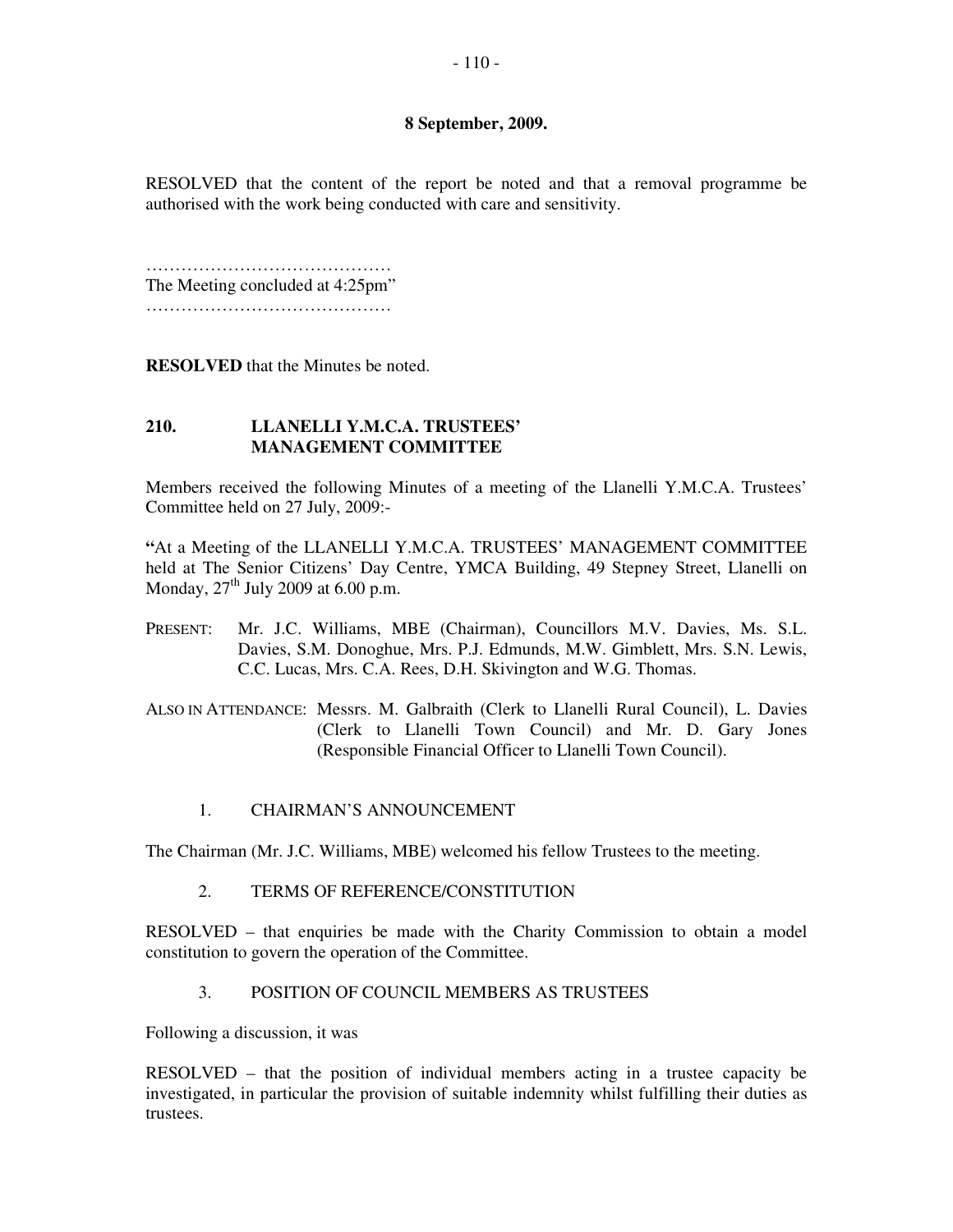**8 September, 2009.**

RESOLVED that the content of the report be noted and that a removal programme be authorised with the work being conducted with care and sensitivity.

……………………………………
The Meeting concluded at 4:25pm"
……………………………………

**RESOLVED** that the Minutes be noted.

## 210. LLANELLI Y.M.C.A. TRUSTEES' MANAGEMENT COMMITTEE

Members received the following Minutes of a meeting of the Llanelli Y.M.C.A. Trustees' Committee held on 27 July, 2009:-

**"**At a Meeting of the LLANELLI Y.M.C.A. TRUSTEES' MANAGEMENT COMMITTEE held at The Senior Citizens' Day Centre, YMCA Building, 49 Stepney Street, Llanelli on Monday, 27th July 2009 at 6.00 p.m.

PRESENT: Mr. J.C. Williams, MBE (Chairman), Councillors M.V. Davies, Ms. S.L. Davies, S.M. Donoghue, Mrs. P.J. Edmunds, M.W. Gimblett, Mrs. S.N. Lewis, C.C. Lucas, Mrs. C.A. Rees, D.H. Skivington and W.G. Thomas.

ALSO IN ATTENDANCE: Messrs. M. Galbraith (Clerk to Llanelli Rural Council), L. Davies (Clerk to Llanelli Town Council) and Mr. D. Gary Jones (Responsible Financial Officer to Llanelli Town Council).

1. CHAIRMAN'S ANNOUNCEMENT

The Chairman (Mr. J.C. Williams, MBE) welcomed his fellow Trustees to the meeting.

2. TERMS OF REFERENCE/CONSTITUTION

RESOLVED – that enquiries be made with the Charity Commission to obtain a model constitution to govern the operation of the Committee.

3. POSITION OF COUNCIL MEMBERS AS TRUSTEES

Following a discussion, it was

RESOLVED – that the position of individual members acting in a trustee capacity be investigated, in particular the provision of suitable indemnity whilst fulfilling their duties as trustees.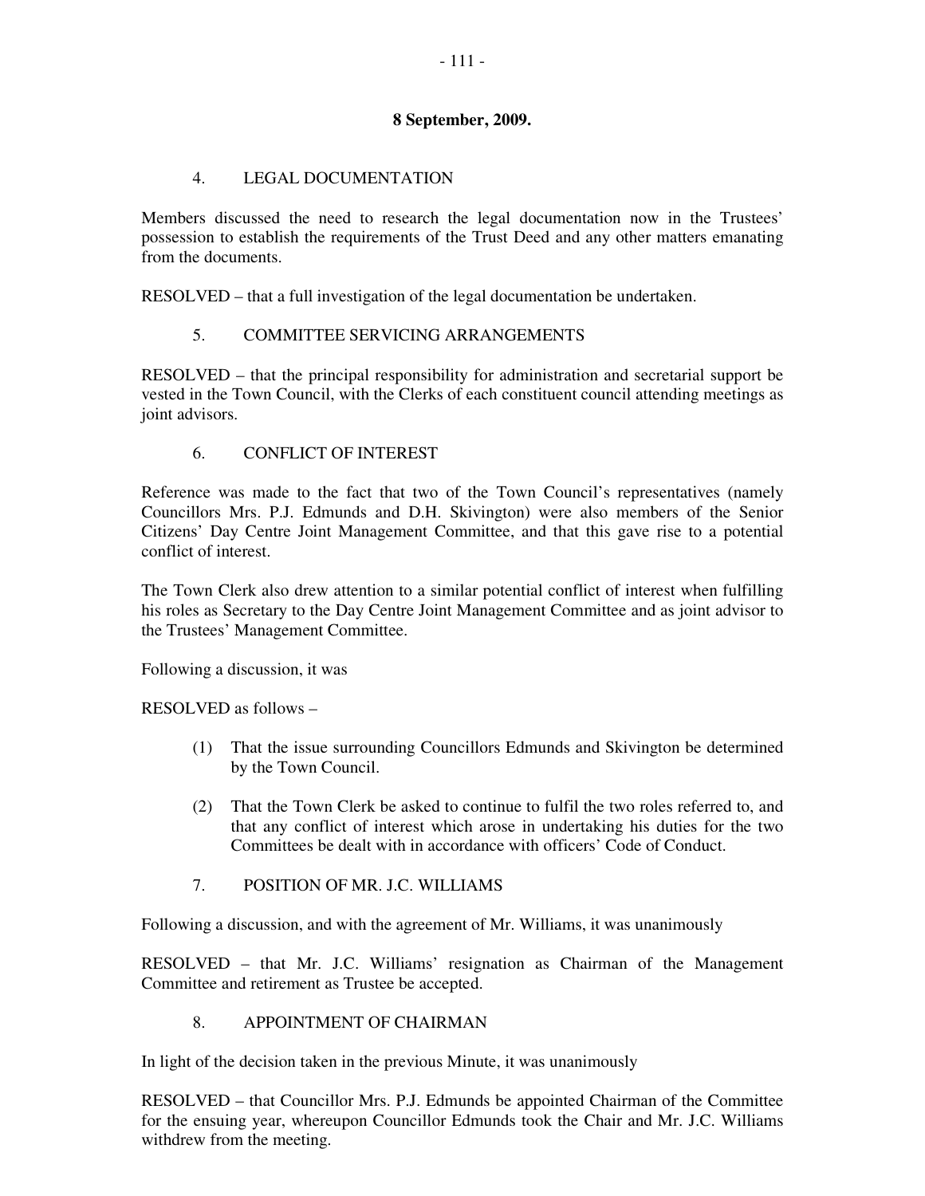**8 September, 2009.**

4. LEGAL DOCUMENTATION

Members discussed the need to research the legal documentation now in the Trustees' possession to establish the requirements of the Trust Deed and any other matters emanating from the documents.

RESOLVED – that a full investigation of the legal documentation be undertaken.

5. COMMITTEE SERVICING ARRANGEMENTS

RESOLVED – that the principal responsibility for administration and secretarial support be vested in the Town Council, with the Clerks of each constituent council attending meetings as joint advisors.

6. CONFLICT OF INTEREST

Reference was made to the fact that two of the Town Council's representatives (namely Councillors Mrs. P.J. Edmunds and D.H. Skivington) were also members of the Senior Citizens' Day Centre Joint Management Committee, and that this gave rise to a potential conflict of interest.

The Town Clerk also drew attention to a similar potential conflict of interest when fulfilling his roles as Secretary to the Day Centre Joint Management Committee and as joint advisor to the Trustees' Management Committee.

Following a discussion, it was

RESOLVED as follows –

(1) That the issue surrounding Councillors Edmunds and Skivington be determined by the Town Council.

(2) That the Town Clerk be asked to continue to fulfil the two roles referred to, and that any conflict of interest which arose in undertaking his duties for the two Committees be dealt with in accordance with officers' Code of Conduct.

7. POSITION OF MR. J.C. WILLIAMS

Following a discussion, and with the agreement of Mr. Williams, it was unanimously

RESOLVED – that Mr. J.C. Williams' resignation as Chairman of the Management Committee and retirement as Trustee be accepted.

8. APPOINTMENT OF CHAIRMAN

In light of the decision taken in the previous Minute, it was unanimously

RESOLVED – that Councillor Mrs. P.J. Edmunds be appointed Chairman of the Committee for the ensuing year, whereupon Councillor Edmunds took the Chair and Mr. J.C. Williams withdrew from the meeting.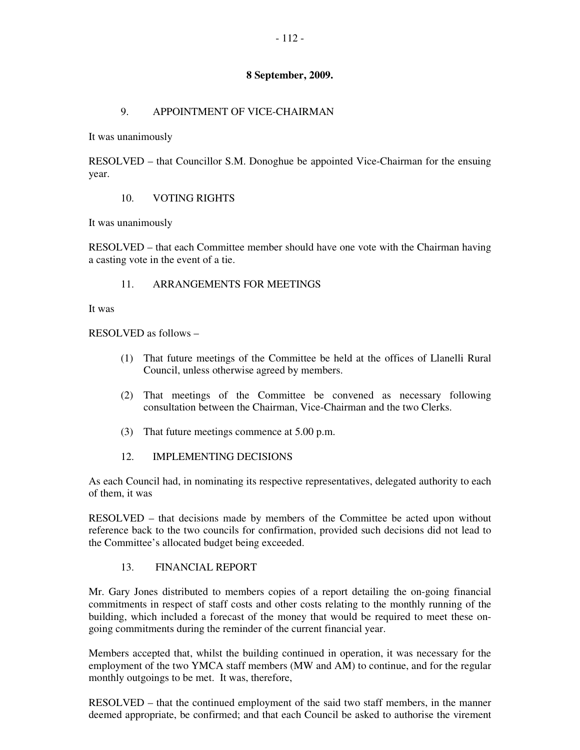**8 September, 2009.**

## 9. APPOINTMENT OF VICE-CHAIRMAN

It was unanimously

RESOLVED – that Councillor S.M. Donoghue be appointed Vice-Chairman for the ensuing year.

## 10. VOTING RIGHTS

It was unanimously

RESOLVED – that each Committee member should have one vote with the Chairman having a casting vote in the event of a tie.

## 11. ARRANGEMENTS FOR MEETINGS

It was

RESOLVED as follows –

(1) That future meetings of the Committee be held at the offices of Llanelli Rural Council, unless otherwise agreed by members.

(2) That meetings of the Committee be convened as necessary following consultation between the Chairman, Vice-Chairman and the two Clerks.

(3) That future meetings commence at 5.00 p.m.

## 12. IMPLEMENTING DECISIONS

As each Council had, in nominating its respective representatives, delegated authority to each of them, it was

RESOLVED – that decisions made by members of the Committee be acted upon without reference back to the two councils for confirmation, provided such decisions did not lead to the Committee's allocated budget being exceeded.

## 13. FINANCIAL REPORT

Mr. Gary Jones distributed to members copies of a report detailing the on-going financial commitments in respect of staff costs and other costs relating to the monthly running of the building, which included a forecast of the money that would be required to meet these on-going commitments during the reminder of the current financial year.

Members accepted that, whilst the building continued in operation, it was necessary for the employment of the two YMCA staff members (MW and AM) to continue, and for the regular monthly outgoings to be met. It was, therefore,

RESOLVED – that the continued employment of the said two staff members, in the manner deemed appropriate, be confirmed; and that each Council be asked to authorise the virement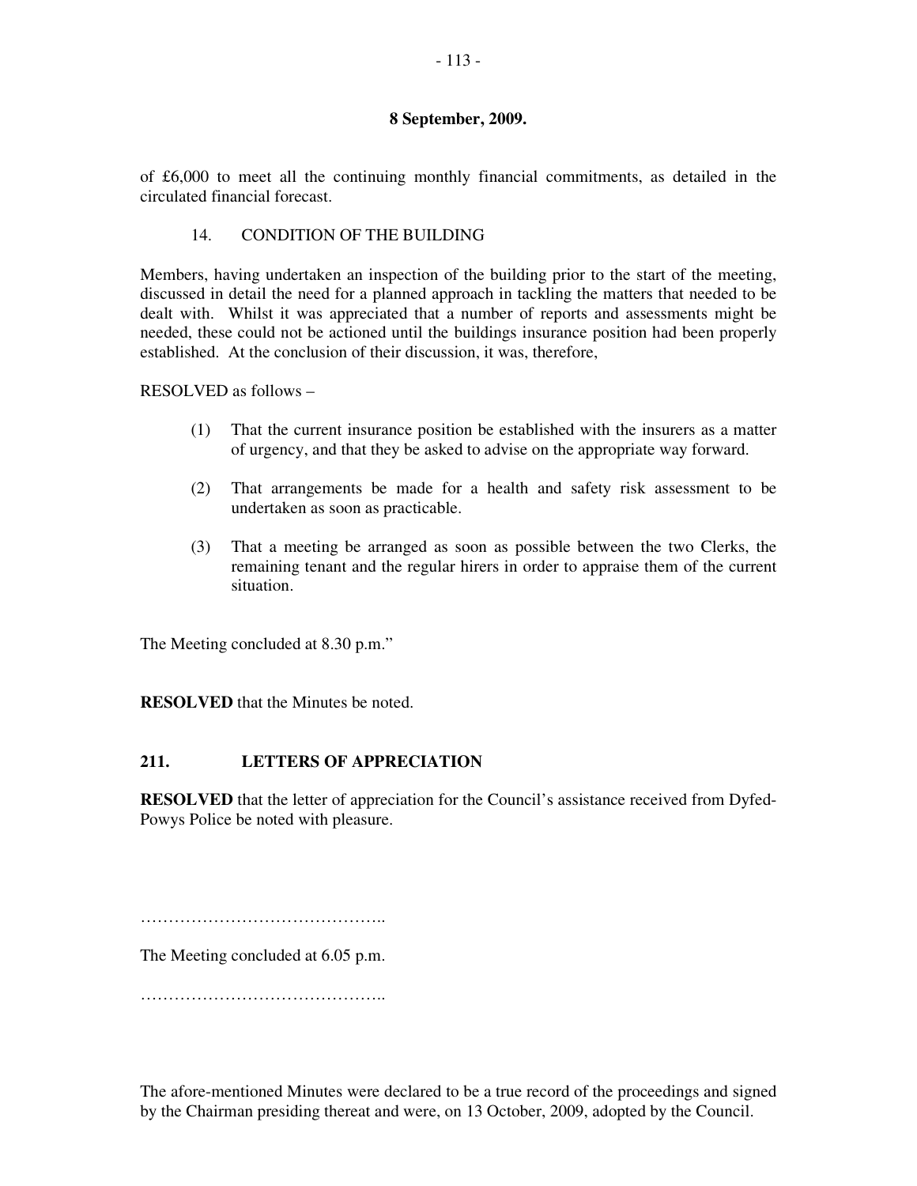**8 September, 2009.**

of £6,000 to meet all the continuing monthly financial commitments, as detailed in the circulated financial forecast.

14. CONDITION OF THE BUILDING

Members, having undertaken an inspection of the building prior to the start of the meeting, discussed in detail the need for a planned approach in tackling the matters that needed to be dealt with. Whilst it was appreciated that a number of reports and assessments might be needed, these could not be actioned until the buildings insurance position had been properly established. At the conclusion of their discussion, it was, therefore,

RESOLVED as follows –

(1) That the current insurance position be established with the insurers as a matter of urgency, and that they be asked to advise on the appropriate way forward.

(2) That arrangements be made for a health and safety risk assessment to be undertaken as soon as practicable.

(3) That a meeting be arranged as soon as possible between the two Clerks, the remaining tenant and the regular hirers in order to appraise them of the current situation.

The Meeting concluded at 8.30 p.m."

**RESOLVED** that the Minutes be noted.

## 211. LETTERS OF APPRECIATION

**RESOLVED** that the letter of appreciation for the Council's assistance received from Dyfed-Powys Police be noted with pleasure.

……………………………………..

The Meeting concluded at 6.05 p.m.

……………………………………..

The afore-mentioned Minutes were declared to be a true record of the proceedings and signed by the Chairman presiding thereat and were, on 13 October, 2009, adopted by the Council.